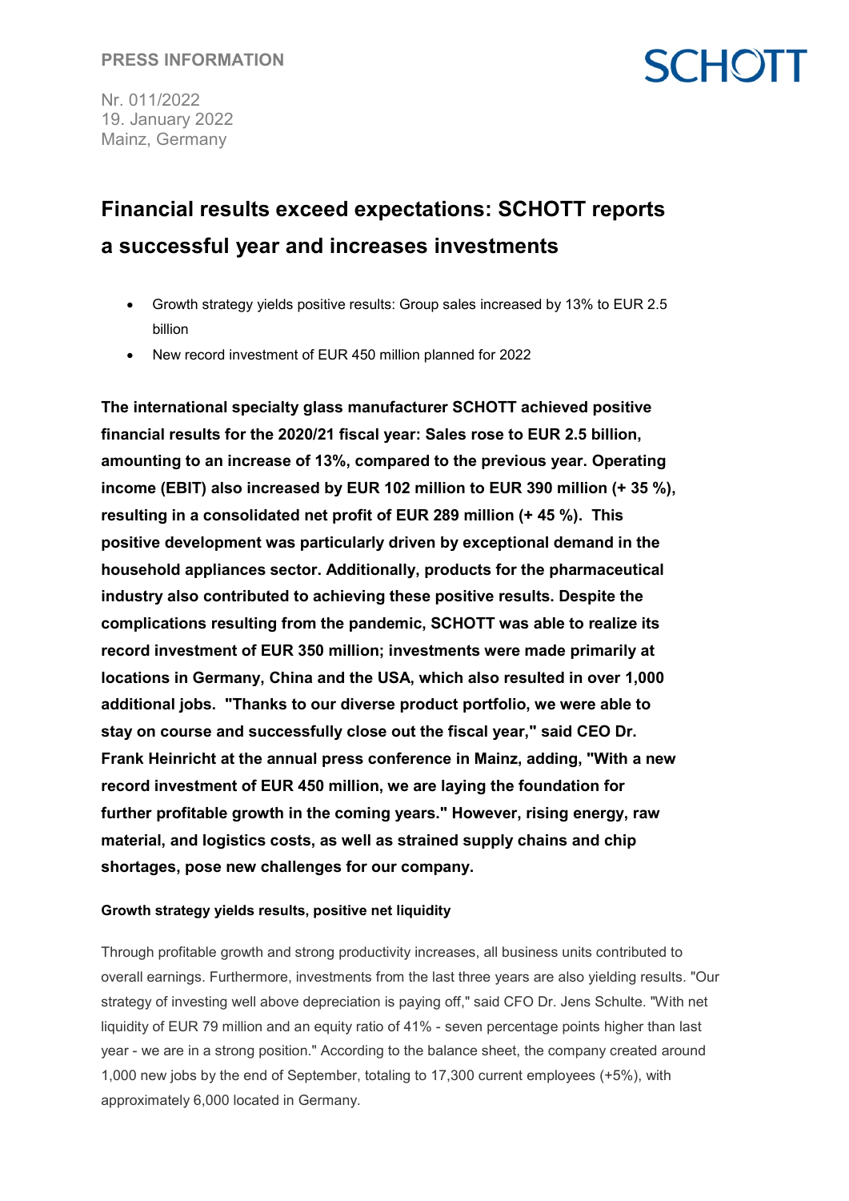PRESS INFORMATION

Nr. 011/2022
19. January 2022
Mainz, Germany

# Financial results exceed expectations: SCHOTT reports a successful year and increases investments

- Growth strategy yields positive results: Group sales increased by 13% to EUR 2.5 billion
- New record investment of EUR 450 million planned for 2022

**The international specialty glass manufacturer SCHOTT achieved positive financial results for the 2020/21 fiscal year: Sales rose to EUR 2.5 billion, amounting to an increase of 13%, compared to the previous year. Operating income (EBIT) also increased by EUR 102 million to EUR 390 million (+ 35 %), resulting in a consolidated net profit of EUR 289 million (+ 45 %). This positive development was particularly driven by exceptional demand in the household appliances sector. Additionally, products for the pharmaceutical industry also contributed to achieving these positive results. Despite the complications resulting from the pandemic, SCHOTT was able to realize its record investment of EUR 350 million; investments were made primarily at locations in Germany, China and the USA, which also resulted in over 1,000 additional jobs. "Thanks to our diverse product portfolio, we were able to stay on course and successfully close out the fiscal year," said CEO Dr. Frank Heinricht at the annual press conference in Mainz, adding, "With a new record investment of EUR 450 million, we are laying the foundation for further profitable growth in the coming years." However, rising energy, raw material, and logistics costs, as well as strained supply chains and chip shortages, pose new challenges for our company.**

### Growth strategy yields results, positive net liquidity

Through profitable growth and strong productivity increases, all business units contributed to overall earnings. Furthermore, investments from the last three years are also yielding results. "Our strategy of investing well above depreciation is paying off," said CFO Dr. Jens Schulte. "With net liquidity of EUR 79 million and an equity ratio of 41% - seven percentage points higher than last year - we are in a strong position." According to the balance sheet, the company created around 1,000 new jobs by the end of September, totaling to 17,300 current employees (+5%), with approximately 6,000 located in Germany.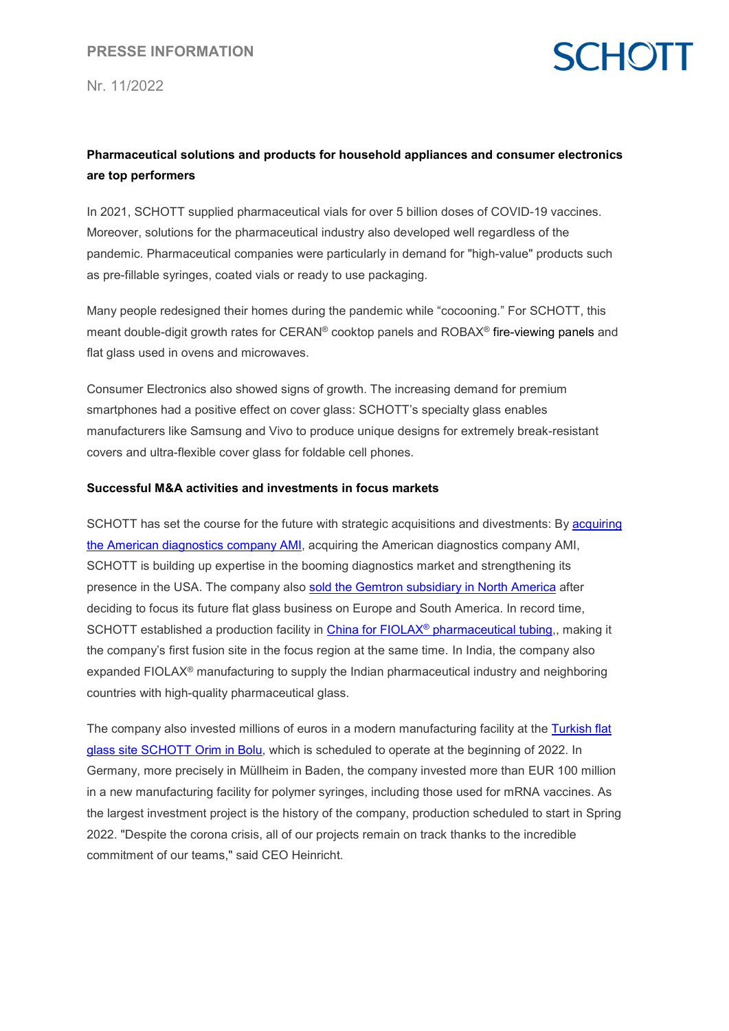**Pharmaceutical solutions and products for household appliances and consumer electronics are top performers**

In 2021, SCHOTT supplied pharmaceutical vials for over 5 billion doses of COVID-19 vaccines. Moreover, solutions for the pharmaceutical industry also developed well regardless of the pandemic. Pharmaceutical companies were particularly in demand for "high-value" products such as pre-fillable syringes, coated vials or ready to use packaging.

Many people redesigned their homes during the pandemic while "cocooning." For SCHOTT, this meant double-digit growth rates for CERAN® cooktop panels and ROBAX® fire-viewing panels and flat glass used in ovens and microwaves.

Consumer Electronics also showed signs of growth. The increasing demand for premium smartphones had a positive effect on cover glass: SCHOTT's specialty glass enables manufacturers like Samsung and Vivo to produce unique designs for extremely break-resistant covers and ultra-flexible cover glass for foldable cell phones.

**Successful M&A activities and investments in focus markets**

SCHOTT has set the course for the future with strategic acquisitions and divestments: By acquiring the American diagnostics company AMI, acquiring the American diagnostics company AMI, SCHOTT is building up expertise in the booming diagnostics market and strengthening its presence in the USA. The company also sold the Gemtron subsidiary in North America after deciding to focus its future flat glass business on Europe and South America. In record time, SCHOTT established a production facility in China for FIOLAX® pharmaceutical tubing,, making it the company's first fusion site in the focus region at the same time. In India, the company also expanded FIOLAX® manufacturing to supply the Indian pharmaceutical industry and neighboring countries with high-quality pharmaceutical glass.

The company also invested millions of euros in a modern manufacturing facility at the Turkish flat glass site SCHOTT Orim in Bolu, which is scheduled to operate at the beginning of 2022. In Germany, more precisely in Müllheim in Baden, the company invested more than EUR 100 million in a new manufacturing facility for polymer syringes, including those used for mRNA vaccines. As the largest investment project is the history of the company, production scheduled to start in Spring 2022. "Despite the corona crisis, all of our projects remain on track thanks to the incredible commitment of our teams," said CEO Heinricht.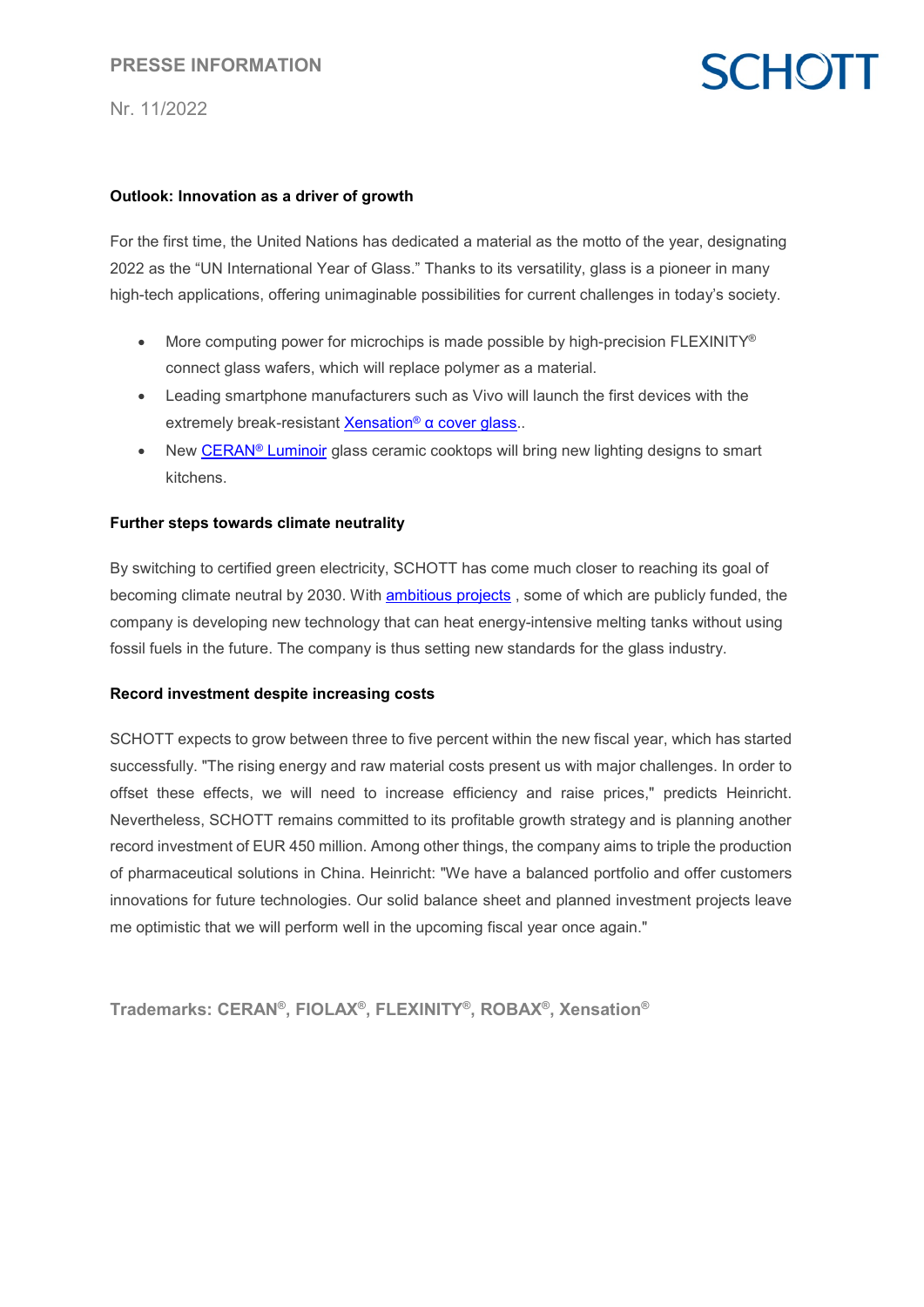**Outlook: Innovation as a driver of growth**

For the first time, the United Nations has dedicated a material as the motto of the year, designating 2022 as the "UN International Year of Glass." Thanks to its versatility, glass is a pioneer in many high-tech applications, offering unimaginable possibilities for current challenges in today's society.

- More computing power for microchips is made possible by high-precision FLEXINITY® connect glass wafers, which will replace polymer as a material.
- Leading smartphone manufacturers such as Vivo will launch the first devices with the extremely break-resistant Xensation® α cover glass..
- New CERAN® Luminoir glass ceramic cooktops will bring new lighting designs to smart kitchens.

**Further steps towards climate neutrality**

By switching to certified green electricity, SCHOTT has come much closer to reaching its goal of becoming climate neutral by 2030. With ambitious projects , some of which are publicly funded, the company is developing new technology that can heat energy-intensive melting tanks without using fossil fuels in the future. The company is thus setting new standards for the glass industry.

**Record investment despite increasing costs**

SCHOTT expects to grow between three to five percent within the new fiscal year, which has started successfully. "The rising energy and raw material costs present us with major challenges. In order to offset these effects, we will need to increase efficiency and raise prices," predicts Heinricht. Nevertheless, SCHOTT remains committed to its profitable growth strategy and is planning another record investment of EUR 450 million. Among other things, the company aims to triple the production of pharmaceutical solutions in China. Heinricht: "We have a balanced portfolio and offer customers innovations for future technologies. Our solid balance sheet and planned investment projects leave me optimistic that we will perform well in the upcoming fiscal year once again."

**Trademarks: CERAN®, FIOLAX®, FLEXINITY®, ROBAX®, Xensation®**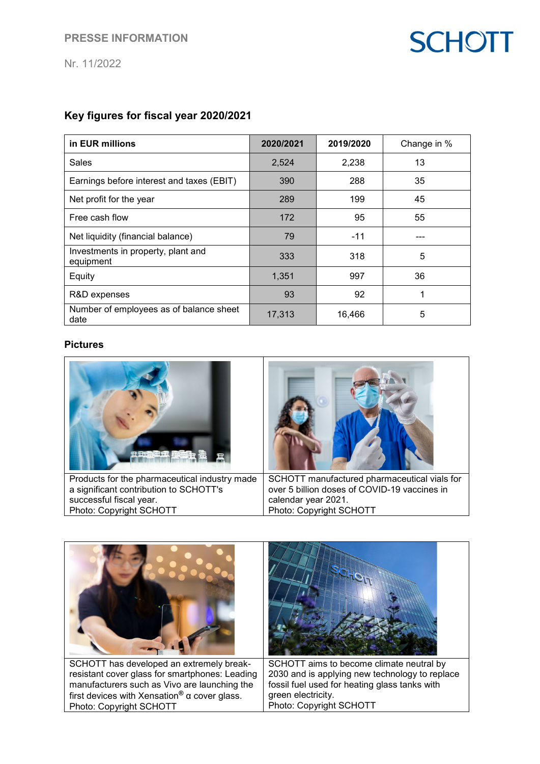## Key figures for fiscal year 2020/2021

| in EUR millions | 2020/2021 | 2019/2020 | Change in % |
|---|---|---|---|
| Sales | 2,524 | 2,238 | 13 |
| Earnings before interest and taxes (EBIT) | 390 | 288 | 35 |
| Net profit for the year | 289 | 199 | 45 |
| Free cash flow | 172 | 95 | 55 |
| Net liquidity (financial balance) | 79 | -11 | --- |
| Investments in property, plant and equipment | 333 | 318 | 5 |
| Equity | 1,351 | 997 | 36 |
| R&D expenses | 93 | 92 | 1 |
| Number of employees as of balance sheet date | 17,313 | 16,466 | 5 |

## Pictures

| | |
|---|---|
| Products for the pharmaceutical industry made a significant contribution to SCHOTT's successful fiscal year.<br>Photo: Copyright SCHOTT | SCHOTT manufactured pharmaceutical vials for over 5 billion doses of COVID-19 vaccines in calendar year 2021.<br>Photo: Copyright SCHOTT |

| | |
|---|---|
| SCHOTT has developed an extremely break-resistant cover glass for smartphones: Leading manufacturers such as Vivo are launching the first devices with Xensation® α cover glass.<br>Photo: Copyright SCHOTT | SCHOTT aims to become climate neutral by 2030 and is applying new technology to replace fossil fuel used for heating glass tanks with green electricity.<br>Photo: Copyright SCHOTT |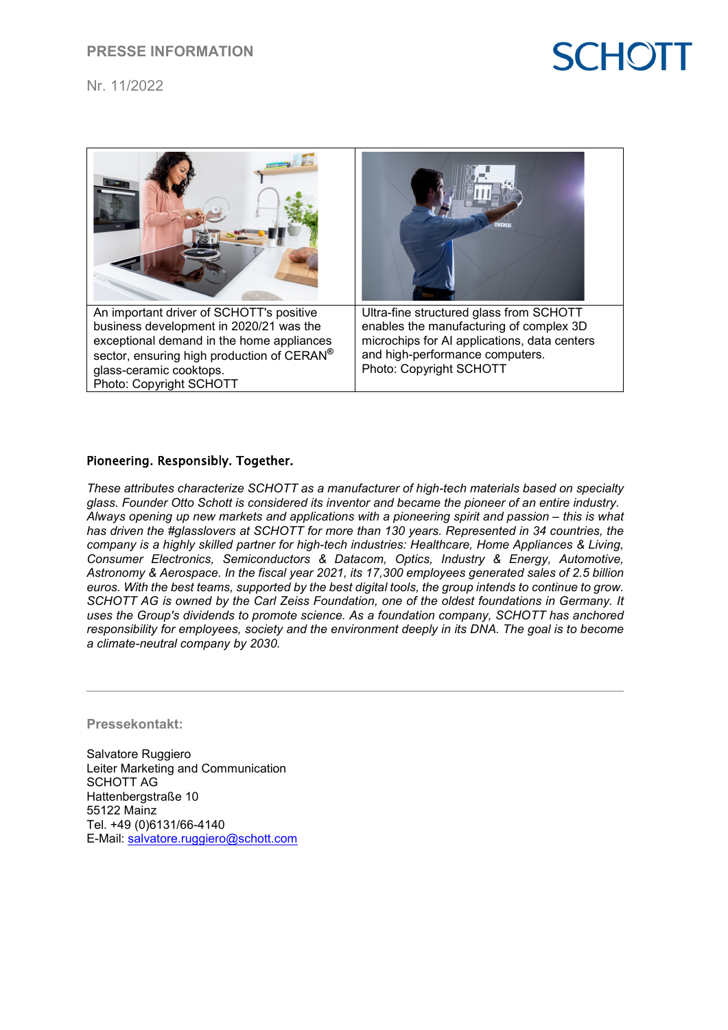| | |
|---|---|
| An important driver of SCHOTT's positive business development in 2020/21 was the exceptional demand in the home appliances sector, ensuring high production of CERAN® glass-ceramic cooktops. Photo: Copyright SCHOTT | Ultra-fine structured glass from SCHOTT enables the manufacturing of complex 3D microchips for AI applications, data centers and high-performance computers. Photo: Copyright SCHOTT |

**Pioneering. Responsibly. Together.**

*These attributes characterize SCHOTT as a manufacturer of high-tech materials based on specialty glass. Founder Otto Schott is considered its inventor and became the pioneer of an entire industry. Always opening up new markets and applications with a pioneering spirit and passion – this is what has driven the #glasslovers at SCHOTT for more than 130 years. Represented in 34 countries, the company is a highly skilled partner for high-tech industries: Healthcare, Home Appliances & Living, Consumer Electronics, Semiconductors & Datacom, Optics, Industry & Energy, Automotive, Astronomy & Aerospace. In the fiscal year 2021, its 17,300 employees generated sales of 2.5 billion euros. With the best teams, supported by the best digital tools, the group intends to continue to grow. SCHOTT AG is owned by the Carl Zeiss Foundation, one of the oldest foundations in Germany. It uses the Group's dividends to promote science. As a foundation company, SCHOTT has anchored responsibility for employees, society and the environment deeply in its DNA. The goal is to become a climate-neutral company by 2030.*

---

**Pressekontakt:**

Salvatore Ruggiero
Leiter Marketing and Communication
SCHOTT AG
Hattenbergstraße 10
55122 Mainz
Tel. +49 (0)6131/66-4140
E-Mail: salvatore.ruggiero@schott.com